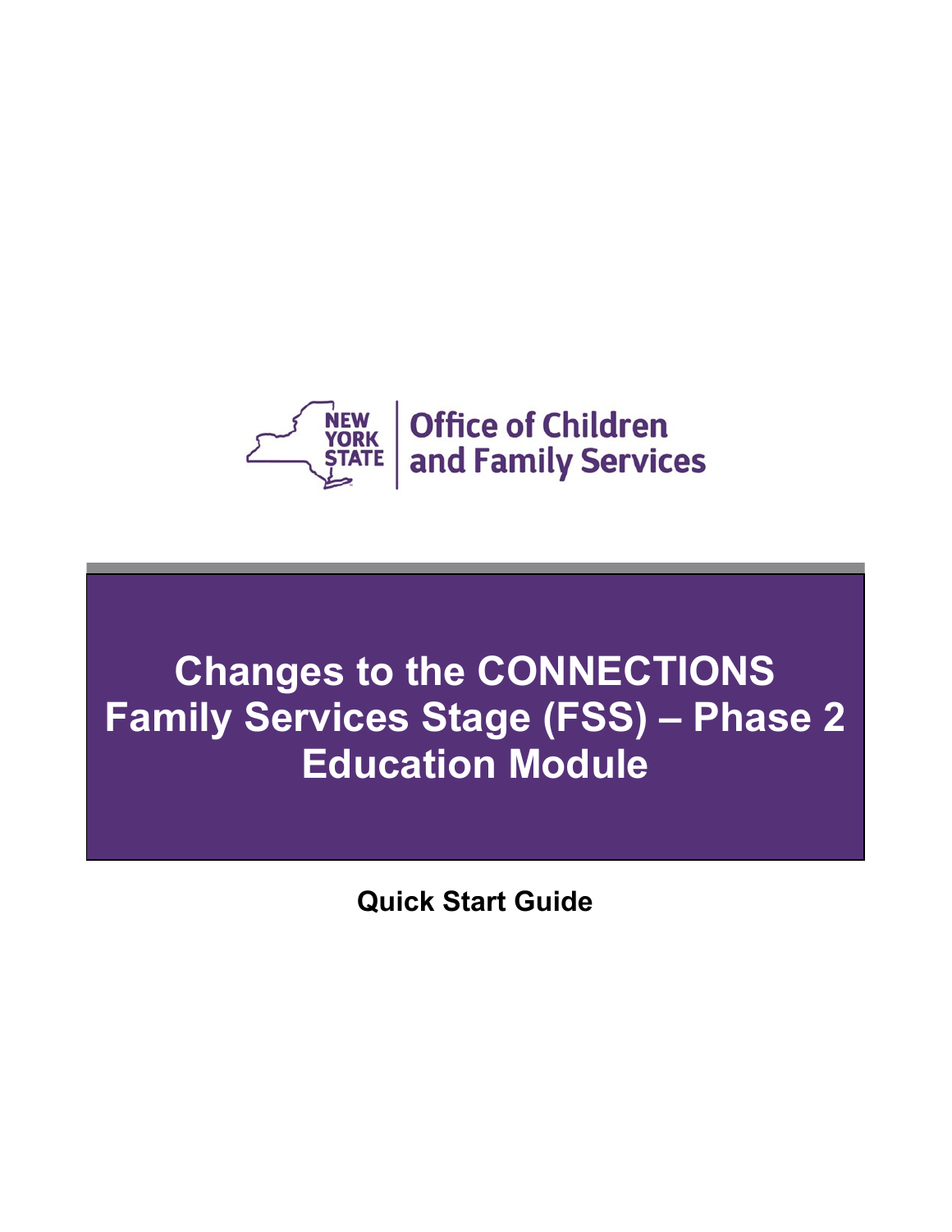NEW YORK STATE | Office of Children and Family Services

# Changes to the CONNECTIONS Family Services Stage (FSS) – Phase 2 Education Module

**Quick Start Guide**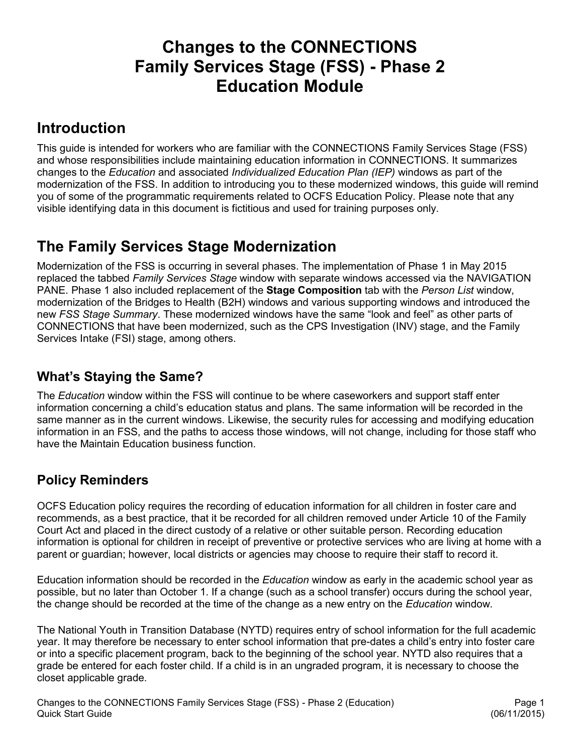# Changes to the CONNECTIONS Family Services Stage (FSS) - Phase 2 Education Module

## Introduction

This guide is intended for workers who are familiar with the CONNECTIONS Family Services Stage (FSS) and whose responsibilities include maintaining education information in CONNECTIONS. It summarizes changes to the *Education* and associated *Individualized Education Plan (IEP)* windows as part of the modernization of the FSS. In addition to introducing you to these modernized windows, this guide will remind you of some of the programmatic requirements related to OCFS Education Policy. Please note that any visible identifying data in this document is fictitious and used for training purposes only.

## The Family Services Stage Modernization

Modernization of the FSS is occurring in several phases. The implementation of Phase 1 in May 2015 replaced the tabbed *Family Services Stage* window with separate windows accessed via the NAVIGATION PANE. Phase 1 also included replacement of the **Stage Composition** tab with the *Person List* window, modernization of the Bridges to Health (B2H) windows and various supporting windows and introduced the new *FSS Stage Summary*. These modernized windows have the same "look and feel" as other parts of CONNECTIONS that have been modernized, such as the CPS Investigation (INV) stage, and the Family Services Intake (FSI) stage, among others.

### What's Staying the Same?

The *Education* window within the FSS will continue to be where caseworkers and support staff enter information concerning a child's education status and plans. The same information will be recorded in the same manner as in the current windows. Likewise, the security rules for accessing and modifying education information in an FSS, and the paths to access those windows, will not change, including for those staff who have the Maintain Education business function.

### Policy Reminders

OCFS Education policy requires the recording of education information for all children in foster care and recommends, as a best practice, that it be recorded for all children removed under Article 10 of the Family Court Act and placed in the direct custody of a relative or other suitable person. Recording education information is optional for children in receipt of preventive or protective services who are living at home with a parent or guardian; however, local districts or agencies may choose to require their staff to record it.

Education information should be recorded in the *Education* window as early in the academic school year as possible, but no later than October 1. If a change (such as a school transfer) occurs during the school year, the change should be recorded at the time of the change as a new entry on the *Education* window.

The National Youth in Transition Database (NYTD) requires entry of school information for the full academic year. It may therefore be necessary to enter school information that pre-dates a child's entry into foster care or into a specific placement program, back to the beginning of the school year. NYTD also requires that a grade be entered for each foster child. If a child is in an ungraded program, it is necessary to choose the closet applicable grade.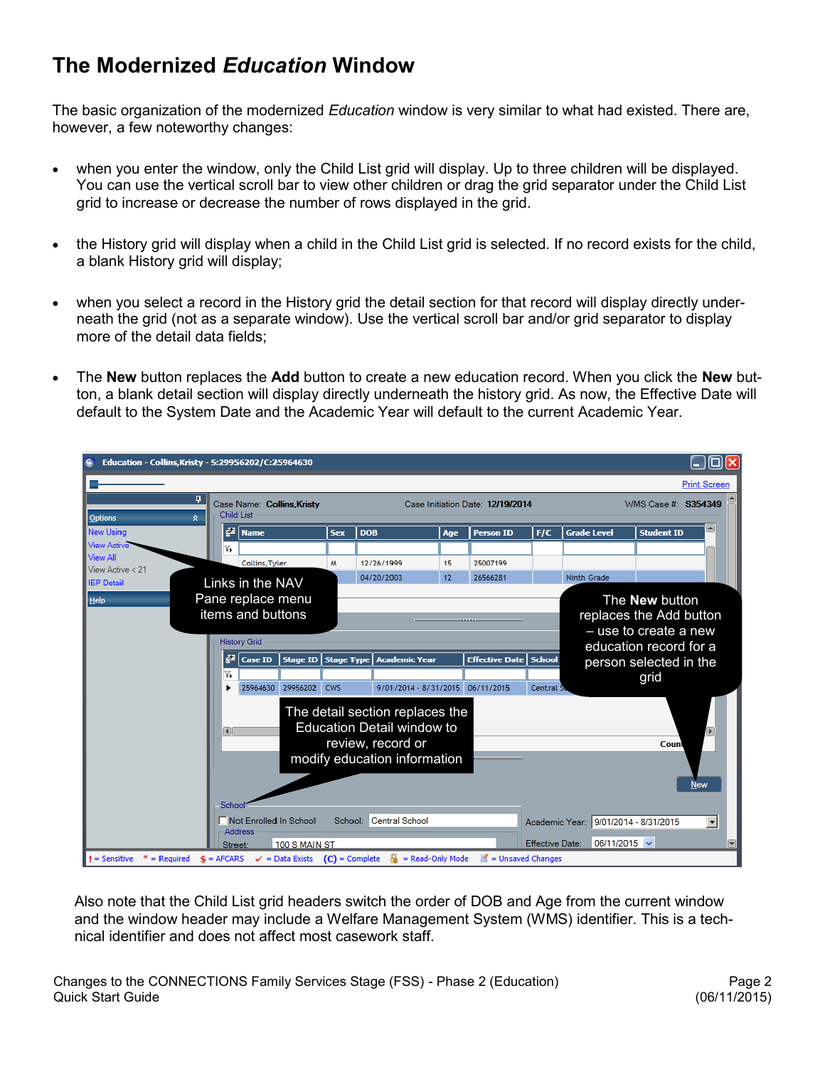# The Modernized *Education* Window

The basic organization of the modernized *Education* window is very similar to what had existed. There are, however, a few noteworthy changes:

- when you enter the window, only the Child List grid will display. Up to three children will be displayed. You can use the vertical scroll bar to view other children or drag the grid separator under the Child List grid to increase or decrease the number of rows displayed in the grid.

- the History grid will display when a child in the Child List grid is selected. If no record exists for the child, a blank History grid will display;

- when you select a record in the History grid the detail section for that record will display directly underneath the grid (not as a separate window). Use the vertical scroll bar and/or grid separator to display more of the detail data fields;

- The **New** button replaces the **Add** button to create a new education record. When you click the **New** button, a blank detail section will display directly underneath the history grid. As now, the Effective Date will default to the System Date and the Academic Year will default to the current Academic Year.

Also note that the Child List grid headers switch the order of DOB and Age from the current window and the window header may include a Welfare Management System (WMS) identifier. This is a technical identifier and does not affect most casework staff.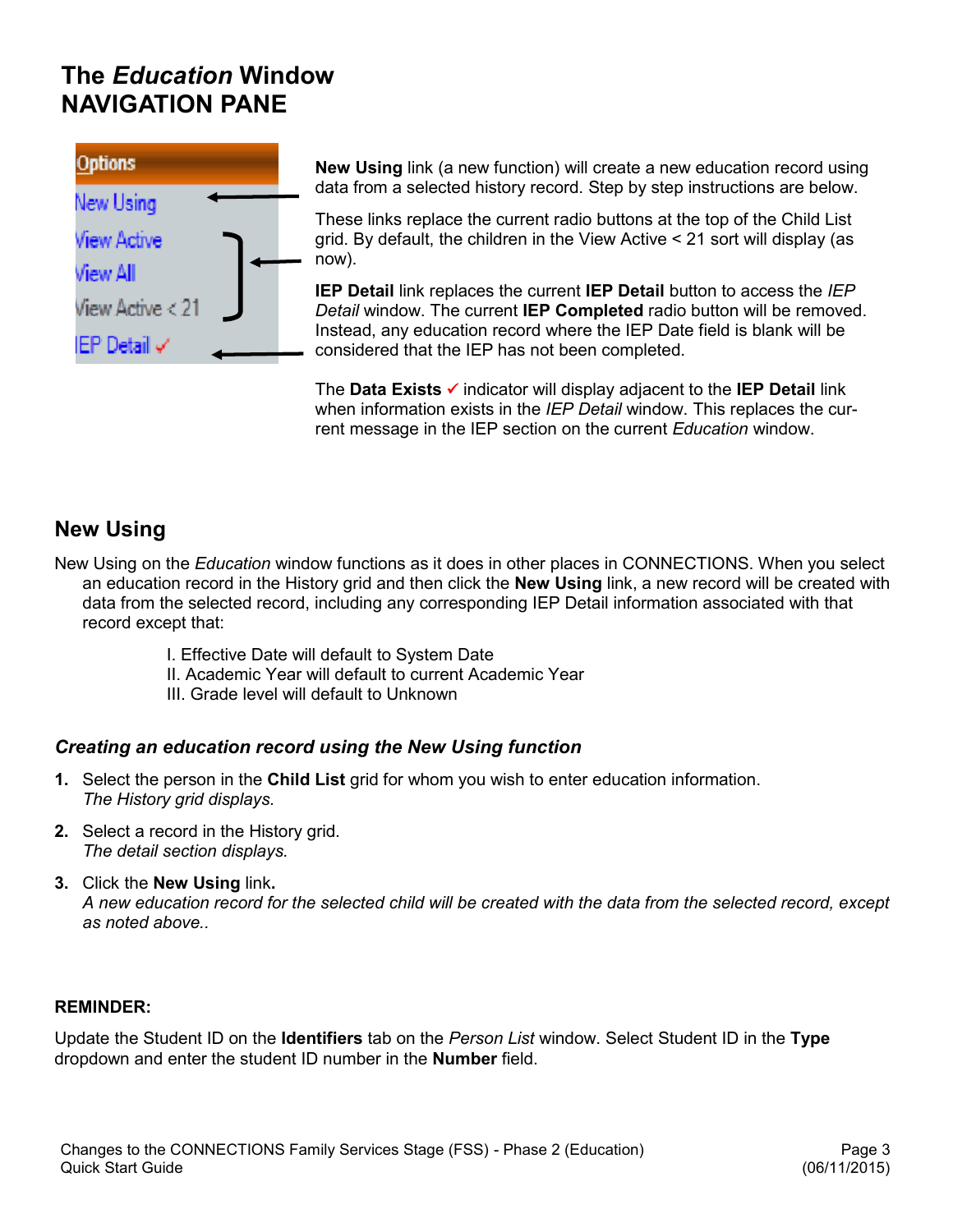# The *Education* Window NAVIGATION PANE

Options

New Using

View Active

View All

View Active < 21

IEP Detail ✓

**New Using** link (a new function) will create a new education record using data from a selected history record. Step by step instructions are below.

These links replace the current radio buttons at the top of the Child List grid. By default, the children in the View Active < 21 sort will display (as now).

**IEP Detail** link replaces the current **IEP Detail** button to access the *IEP Detail* window. The current **IEP Completed** radio button will be removed. Instead, any education record where the IEP Date field is blank will be considered that the IEP has not been completed.

The **Data Exists** ✓ indicator will display adjacent to the **IEP Detail** link when information exists in the *IEP Detail* window. This replaces the current message in the IEP section on the current *Education* window.

## New Using

New Using on the *Education* window functions as it does in other places in CONNECTIONS. When you select an education record in the History grid and then click the **New Using** link, a new record will be created with data from the selected record, including any corresponding IEP Detail information associated with that record except that:

I. Effective Date will default to System Date
II. Academic Year will default to current Academic Year
III. Grade level will default to Unknown

### *Creating an education record using the New Using function*

1. Select the person in the **Child List** grid for whom you wish to enter education information.
   *The History grid displays.*
2. Select a record in the History grid.
   *The detail section displays.*
3. Click the **New Using** link**.**
   *A new education record for the selected child will be created with the data from the selected record, except as noted above..*

**REMINDER:**

Update the Student ID on the **Identifiers** tab on the *Person List* window. Select Student ID in the **Type** dropdown and enter the student ID number in the **Number** field.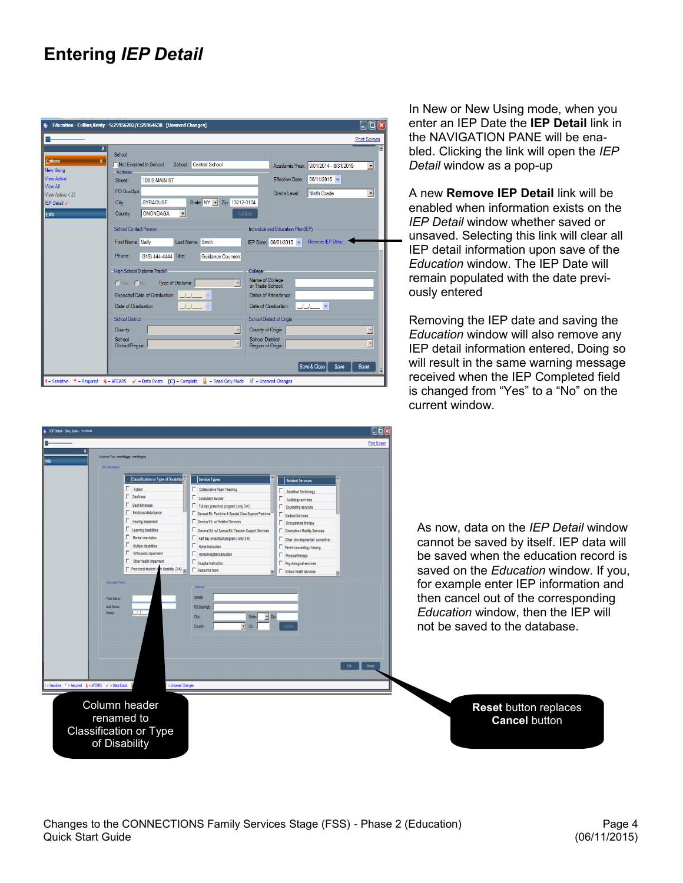# Entering *IEP Detail*

In New or New Using mode, when you enter an IEP Date the **IEP Detail** link in the NAVIGATION PANE will be enabled. Clicking the link will open the *IEP Detail* window as a pop-up

A new **Remove IEP Detail** link will be enabled when information exists on the *IEP Detail* window whether saved or unsaved. Selecting this link will clear all IEP detail information upon save of the *Education* window. The IEP Date will remain populated with the date previously entered

Removing the IEP date and saving the *Education* window will also remove any IEP detail information entered, Doing so will result in the same warning message received when the IEP Completed field is changed from “Yes” to a “No” on the current window.

As now, data on the *IEP Detail* window cannot be saved by itself. IEP data will be saved when the education record is saved on the *Education* window. If you, for example enter IEP information and then cancel out of the corresponding *Education* window, then the IEP will not be saved to the database.

Column header renamed to Classification or Type of Disability

**Reset** button replaces **Cancel** button

Changes to the CONNECTIONS Family Services Stage (FSS) - Phase 2 (Education)
Quick Start Guide
(06/11/2015)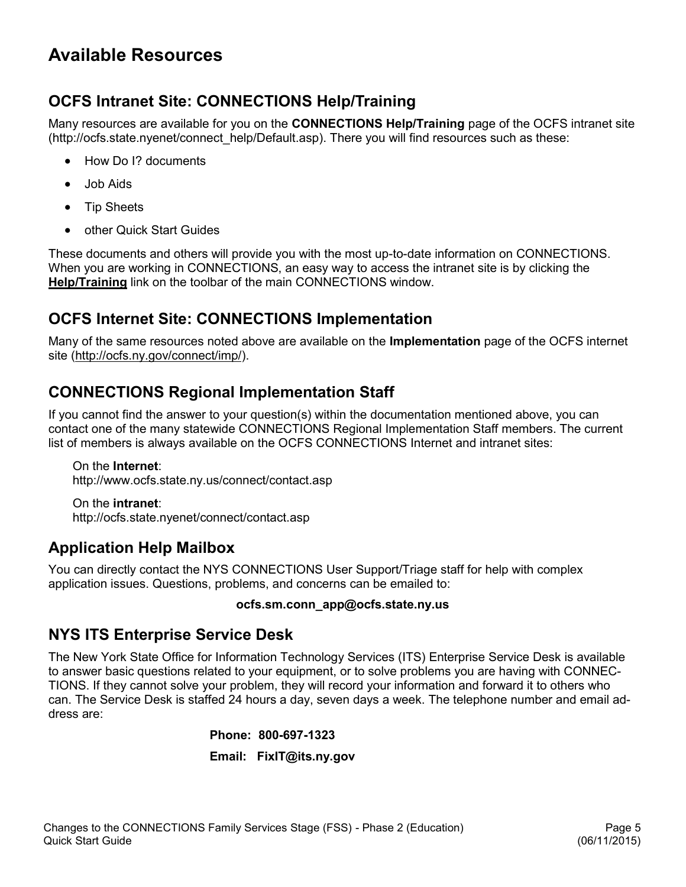# Available Resources

## OCFS Intranet Site: CONNECTIONS Help/Training

Many resources are available for you on the **CONNECTIONS Help/Training** page of the OCFS intranet site (http://ocfs.state.nyenet/connect_help/Default.asp). There you will find resources such as these:

- How Do I? documents
- Job Aids
- Tip Sheets
- other Quick Start Guides

These documents and others will provide you with the most up-to-date information on CONNECTIONS. When you are working in CONNECTIONS, an easy way to access the intranet site is by clicking the **Help/Training** link on the toolbar of the main CONNECTIONS window.

## OCFS Internet Site: CONNECTIONS Implementation

Many of the same resources noted above are available on the **Implementation** page of the OCFS internet site (http://ocfs.ny.gov/connect/imp/).

## CONNECTIONS Regional Implementation Staff

If you cannot find the answer to your question(s) within the documentation mentioned above, you can contact one of the many statewide CONNECTIONS Regional Implementation Staff members. The current list of members is always available on the OCFS CONNECTIONS Internet and intranet sites:

On the **Internet**:
http://www.ocfs.state.ny.us/connect/contact.asp

On the **intranet**:
http://ocfs.state.nyenet/connect/contact.asp

## Application Help Mailbox

You can directly contact the NYS CONNECTIONS User Support/Triage staff for help with complex application issues. Questions, problems, and concerns can be emailed to:

**ocfs.sm.conn_app@ocfs.state.ny.us**

## NYS ITS Enterprise Service Desk

The New York State Office for Information Technology Services (ITS) Enterprise Service Desk is available to answer basic questions related to your equipment, or to solve problems you are having with CONNECTIONS. If they cannot solve your problem, they will record your information and forward it to others who can. The Service Desk is staffed 24 hours a day, seven days a week. The telephone number and email address are:

**Phone: 800-697-1323**

**Email: FixIT@its.ny.gov**